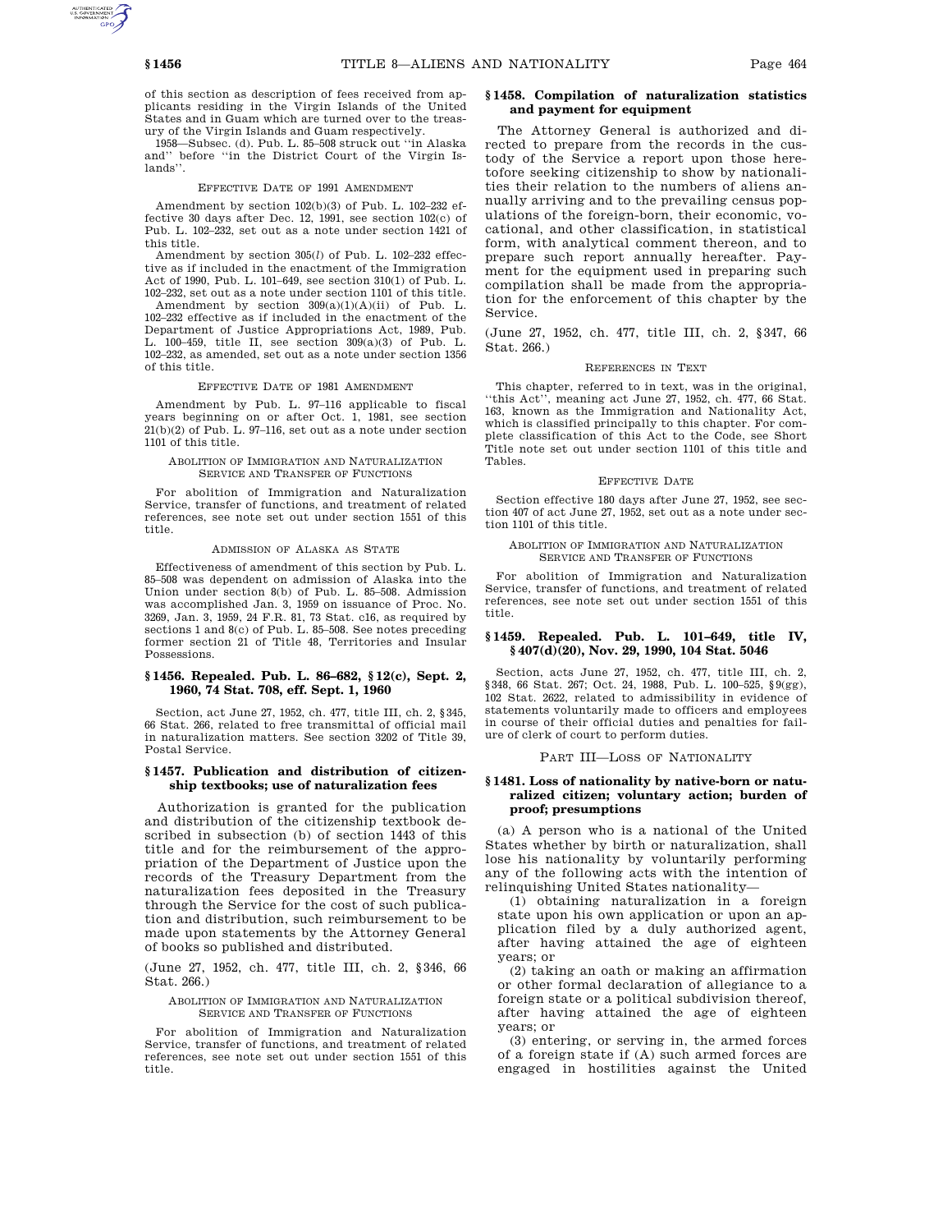of this section as description of fees received from applicants residing in the Virgin Islands of the United States and in Guam which are turned over to the treasury of the Virgin Islands and Guam respectively.

1958—Subsec. (d). Pub. L. 85–508 struck out ''in Alaska and'' before ''in the District Court of the Virgin Islands''.

EFFECTIVE DATE OF 1991 AMENDMENT

Amendment by section 102(b)(3) of Pub. L. 102–232 effective 30 days after Dec. 12, 1991, see section 102(c) of Pub. L. 102–232, set out as a note under section 1421 of this title.

Amendment by section 305(*l*) of Pub. L. 102–232 effective as if included in the enactment of the Immigration Act of 1990, Pub. L. 101–649, see section 310(1) of Pub. L. 102–232, set out as a note under section 1101 of this title.

Amendment by section 309(a)(1)(A)(ii) of Pub. L. 102–232 effective as if included in the enactment of the Department of Justice Appropriations Act, 1989, Pub. L. 100–459, title II, see section 309(a)(3) of Pub. L. 102–232, as amended, set out as a note under section 1356 of this title.

EFFECTIVE DATE OF 1981 AMENDMENT

Amendment by Pub. L. 97–116 applicable to fiscal years beginning on or after Oct. 1, 1981, see section 21(b)(2) of Pub. L. 97–116, set out as a note under section 1101 of this title.

ABOLITION OF IMMIGRATION AND NATURALIZATION SERVICE AND TRANSFER OF FUNCTIONS

For abolition of Immigration and Naturalization Service, transfer of functions, and treatment of related references, see note set out under section 1551 of this title.

ADMISSION OF ALASKA AS STATE

Effectiveness of amendment of this section by Pub. L. 85–508 was dependent on admission of Alaska into the Union under section 8(b) of Pub. L. 85–508. Admission was accomplished Jan. 3, 1959 on issuance of Proc. No. 3269, Jan. 3, 1959, 24 F.R. 81, 73 Stat. c16, as required by sections 1 and 8(c) of Pub. L. 85–508. See notes preceding former section 21 of Title 48, Territories and Insular Possessions.

### § 1456. Repealed. Pub. L. 86–682, § 12(c), Sept. 2, 1960, 74 Stat. 708, eff. Sept. 1, 1960

Section, act June 27, 1952, ch. 477, title III, ch. 2, § 345, 66 Stat. 266, related to free transmittal of official mail in naturalization matters. See section 3202 of Title 39, Postal Service.

### § 1457. Publication and distribution of citizenship textbooks; use of naturalization fees

Authorization is granted for the publication and distribution of the citizenship textbook described in subsection (b) of section 1443 of this title and for the reimbursement of the appropriation of the Department of Justice upon the records of the Treasury Department from the naturalization fees deposited in the Treasury through the Service for the cost of such publication and distribution, such reimbursement to be made upon statements by the Attorney General of books so published and distributed.

(June 27, 1952, ch. 477, title III, ch. 2, § 346, 66 Stat. 266.)

ABOLITION OF IMMIGRATION AND NATURALIZATION SERVICE AND TRANSFER OF FUNCTIONS

For abolition of Immigration and Naturalization Service, transfer of functions, and treatment of related references, see note set out under section 1551 of this title.

### § 1458. Compilation of naturalization statistics and payment for equipment

The Attorney General is authorized and directed to prepare from the records in the custody of the Service a report upon those heretofore seeking citizenship to show by nationalities their relation to the numbers of aliens annually arriving and to the prevailing census populations of the foreign-born, their economic, vocational, and other classification, in statistical form, with analytical comment thereon, and to prepare such report annually hereafter. Payment for the equipment used in preparing such compilation shall be made from the appropriation for the enforcement of this chapter by the Service.

(June 27, 1952, ch. 477, title III, ch. 2, § 347, 66 Stat. 266.)

REFERENCES IN TEXT

This chapter, referred to in text, was in the original, ''this Act'', meaning act June 27, 1952, ch. 477, 66 Stat. 163, known as the Immigration and Nationality Act, which is classified principally to this chapter. For complete classification of this Act to the Code, see Short Title note set out under section 1101 of this title and Tables.

EFFECTIVE DATE

Section effective 180 days after June 27, 1952, see section 407 of act June 27, 1952, set out as a note under section 1101 of this title.

ABOLITION OF IMMIGRATION AND NATURALIZATION SERVICE AND TRANSFER OF FUNCTIONS

For abolition of Immigration and Naturalization Service, transfer of functions, and treatment of related references, see note set out under section 1551 of this title.

### § 1459. Repealed. Pub. L. 101–649, title IV, § 407(d)(20), Nov. 29, 1990, 104 Stat. 5046

Section, acts June 27, 1952, ch. 477, title III, ch. 2, § 348, 66 Stat. 267; Oct. 24, 1988, Pub. L. 100–525, § 9(gg), 102 Stat. 2622, related to admissibility in evidence of statements voluntarily made to officers and employees in course of their official duties and penalties for failure of clerk of court to perform duties.

## PART III—LOSS OF NATIONALITY

### § 1481. Loss of nationality by native-born or naturalized citizen; voluntary action; burden of proof; presumptions

(a) A person who is a national of the United States whether by birth or naturalization, shall lose his nationality by voluntarily performing any of the following acts with the intention of relinquishing United States nationality—

(1) obtaining naturalization in a foreign state upon his own application or upon an application filed by a duly authorized agent, after having attained the age of eighteen years; or

(2) taking an oath or making an affirmation or other formal declaration of allegiance to a foreign state or a political subdivision thereof, after having attained the age of eighteen years; or

(3) entering, or serving in, the armed forces of a foreign state if (A) such armed forces are engaged in hostilities against the United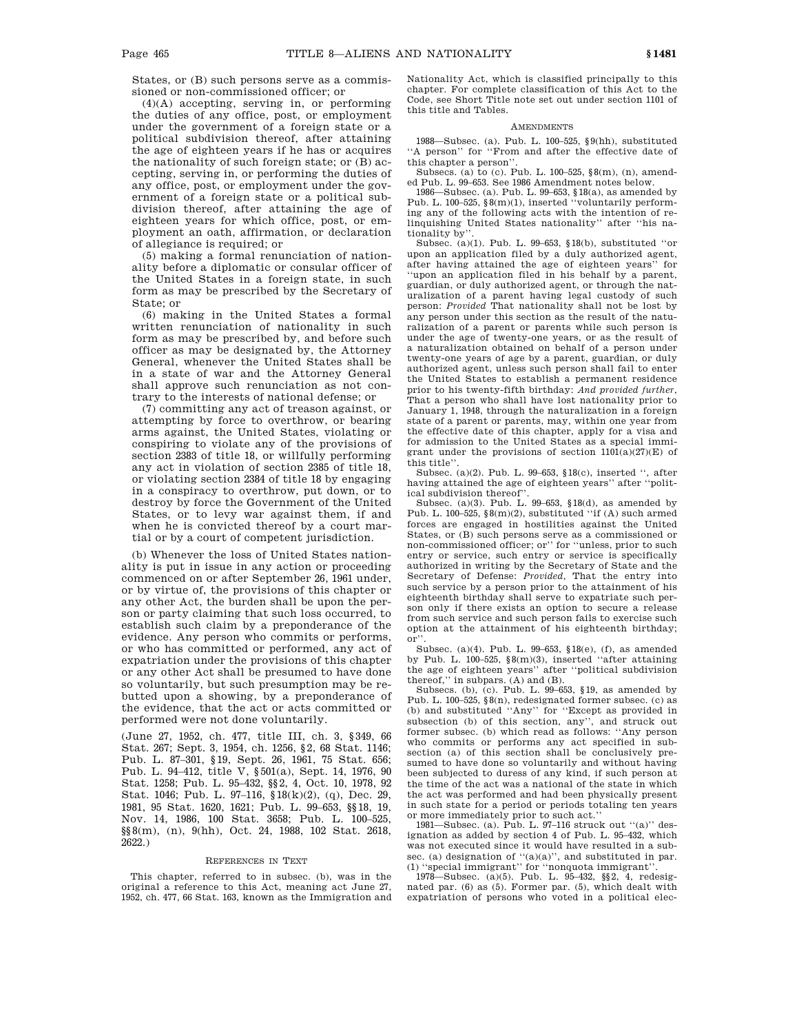States, or (B) such persons serve as a commissioned or non-commissioned officer; or

(4)(A) accepting, serving in, or performing the duties of any office, post, or employment under the government of a foreign state or a political subdivision thereof, after attaining the age of eighteen years if he has or acquires the nationality of such foreign state; or (B) accepting, serving in, or performing the duties of any office, post, or employment under the government of a foreign state or a political subdivision thereof, after attaining the age of eighteen years for which office, post, or employment an oath, affirmation, or declaration of allegiance is required; or

(5) making a formal renunciation of nationality before a diplomatic or consular officer of the United States in a foreign state, in such form as may be prescribed by the Secretary of State; or

(6) making in the United States a formal written renunciation of nationality in such form as may be prescribed by, and before such officer as may be designated by, the Attorney General, whenever the United States shall be in a state of war and the Attorney General shall approve such renunciation as not contrary to the interests of national defense; or

(7) committing any act of treason against, or attempting by force to overthrow, or bearing arms against, the United States, violating or conspiring to violate any of the provisions of section 2383 of title 18, or willfully performing any act in violation of section 2385 of title 18, or violating section 2384 of title 18 by engaging in a conspiracy to overthrow, put down, or to destroy by force the Government of the United States, or to levy war against them, if and when he is convicted thereof by a court martial or by a court of competent jurisdiction.

(b) Whenever the loss of United States nationality is put in issue in any action or proceeding commenced on or after September 26, 1961 under, or by virtue of, the provisions of this chapter or any other Act, the burden shall be upon the person or party claiming that such loss occurred, to establish such claim by a preponderance of the evidence. Any person who commits or performs, or who has committed or performed, any act of expatriation under the provisions of this chapter or any other Act shall be presumed to have done so voluntarily, but such presumption may be rebutted upon a showing, by a preponderance of the evidence, that the act or acts committed or performed were not done voluntarily.

(June 27, 1952, ch. 477, title III, ch. 3, §349, 66 Stat. 267; Sept. 3, 1954, ch. 1256, §2, 68 Stat. 1146; Pub. L. 87–301, §19, Sept. 26, 1961, 75 Stat. 656; Pub. L. 94–412, title V, §501(a), Sept. 14, 1976, 90 Stat. 1258; Pub. L. 95–432, §§2, 4, Oct. 10, 1978, 92 Stat. 1046; Pub. L. 97–116, §18(k)(2), (q), Dec. 29, 1981, 95 Stat. 1620, 1621; Pub. L. 99–653, §§18, 19, Nov. 14, 1986, 100 Stat. 3658; Pub. L. 100–525, §§8(m), (n), 9(hh), Oct. 24, 1988, 102 Stat. 2618, 2622.)

REFERENCES IN TEXT

This chapter, referred to in subsec. (b), was in the original a reference to this Act, meaning act June 27, 1952, ch. 477, 66 Stat. 163, known as the Immigration and Nationality Act, which is classified principally to this chapter. For complete classification of this Act to the Code, see Short Title note set out under section 1101 of this title and Tables.

AMENDMENTS

1988—Subsec. (a). Pub. L. 100–525, §9(hh), substituted "A person" for "From and after the effective date of this chapter a person".

Subsecs. (a) to (c). Pub. L. 100–525, §8(m), (n), amended Pub. L. 99–653. See 1986 Amendment notes below.

1986—Subsec. (a). Pub. L. 99–653, §18(a), as amended by Pub. L. 100–525, §8(m)(1), inserted "voluntarily performing any of the following acts with the intention of relinquishing United States nationality" after "his nationality by".

Subsec. (a)(1). Pub. L. 99–653, §18(b), substituted "or upon an application filed by a duly authorized agent, after having attained the age of eighteen years" for "upon an application filed in his behalf by a parent, guardian, or duly authorized agent, or through the naturalization of a parent having legal custody of such person: *Provided* That nationality shall not be lost by any person under this section as the result of the naturalization of a parent or parents while such person is under the age of twenty-one years, or as the result of a naturalization obtained on behalf of a person under twenty-one years of age by a parent, guardian, or duly authorized agent, unless such person shall fail to enter the United States to establish a permanent residence prior to his twenty-fifth birthday: *And provided further*, That a person who shall have lost nationality prior to January 1, 1948, through the naturalization in a foreign state of a parent or parents, may, within one year from the effective date of this chapter, apply for a visa and for admission to the United States as a special immigrant under the provisions of section 1101(a)(27)(E) of this title".

Subsec. (a)(2). Pub. L. 99–653, §18(c), inserted ", after having attained the age of eighteen years" after "political subdivision thereof".

Subsec. (a)(3). Pub. L. 99–653, §18(d), as amended by Pub. L. 100–525, §8(m)(2), substituted "if (A) such armed forces are engaged in hostilities against the United States, or (B) such persons serve as a commissioned or non-commissioned officer; or" for "unless, prior to such entry or service, such entry or service is specifically authorized in writing by the Secretary of State and the Secretary of Defense: *Provided*, That the entry into such service by a person prior to the attainment of his eighteenth birthday shall serve to expatriate such person only if there exists an option to secure a release from such service and such person fails to exercise such option at the attainment of his eighteenth birthday; or".

Subsec. (a)(4). Pub. L. 99–653, §18(e), (f), as amended by Pub. L. 100–525, §8(m)(3), inserted "after attaining the age of eighteen years" after "political subdivision thereof," in subpars. (A) and (B).

Subsecs. (b), (c). Pub. L. 99–653, §19, as amended by Pub. L. 100–525, §8(n), redesignated former subsec. (c) as (b) and substituted "Any" for "Except as provided in subsection (b) of this section, any", and struck out former subsec. (b) which read as follows: "Any person who commits or performs any act specified in subsection (a) of this section shall be conclusively presumed to have done so voluntarily and without having been subjected to duress of any kind, if such person at the time of the act was a national of the state in which the act was performed and had been physically present in such state for a period or periods totaling ten years or more immediately prior to such act."

1981—Subsec. (a). Pub. L. 97–116 struck out "(a)" designation as added by section 4 of Pub. L. 95–432, which was not executed since it would have resulted in a subsec. (a) designation of "(a)(a)", and substituted in par. (1) "special immigrant" for "nonquota immigrant".

1978—Subsec. (a)(5). Pub. L. 95–432, §§2, 4, redesignated par. (6) as (5). Former par. (5), which dealt with expatriation of persons who voted in a political elec-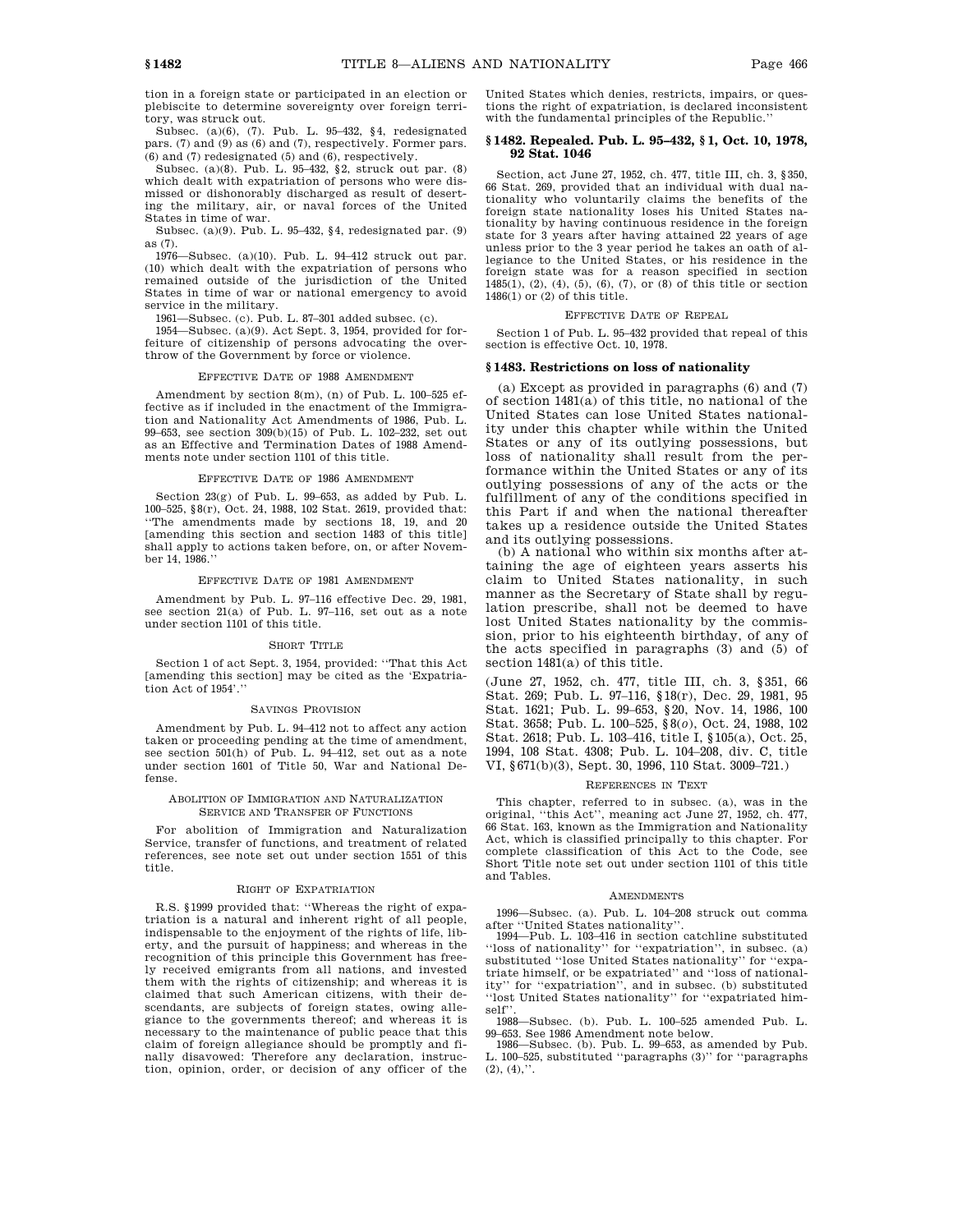tion in a foreign state or participated in an election or plebiscite to determine sovereignty over foreign territory, was struck out.

Subsec. (a)(6), (7). Pub. L. 95–432, §4, redesignated pars. (7) and (9) as (6) and (7), respectively. Former pars. (6) and (7) redesignated (5) and (6), respectively.

Subsec. (a)(8). Pub. L. 95–432, §2, struck out par. (8) which dealt with expatriation of persons who were dismissed or dishonorably discharged as result of deserting the military, air, or naval forces of the United States in time of war.

Subsec. (a)(9). Pub. L. 95–432, §4, redesignated par. (9) as (7).

1976—Subsec. (a)(10). Pub. L. 94–412 struck out par. (10) which dealt with the expatriation of persons who remained outside of the jurisdiction of the United States in time of war or national emergency to avoid service in the military.

1961—Subsec. (c). Pub. L. 87–301 added subsec. (c).

1954—Subsec. (a)(9). Act Sept. 3, 1954, provided for forfeiture of citizenship of persons advocating the overthrow of the Government by force or violence.

#### EFFECTIVE DATE OF 1988 AMENDMENT

Amendment by section 8(m), (n) of Pub. L. 100–525 effective as if included in the enactment of the Immigration and Nationality Act Amendments of 1986, Pub. L. 99–653, see section 309(b)(15) of Pub. L. 102–232, set out as an Effective and Termination Dates of 1988 Amendments note under section 1101 of this title.

#### EFFECTIVE DATE OF 1986 AMENDMENT

Section 23(g) of Pub. L. 99–653, as added by Pub. L. 100–525, §8(r), Oct. 24, 1988, 102 Stat. 2619, provided that: ''The amendments made by sections 18, 19, and 20 [amending this section and section 1483 of this title] shall apply to actions taken before, on, or after November 14, 1986.''

#### EFFECTIVE DATE OF 1981 AMENDMENT

Amendment by Pub. L. 97–116 effective Dec. 29, 1981, see section 21(a) of Pub. L. 97–116, set out as a note under section 1101 of this title.

#### SHORT TITLE

Section 1 of act Sept. 3, 1954, provided: ''That this Act [amending this section] may be cited as the 'Expatriation Act of 1954'.''

#### SAVINGS PROVISION

Amendment by Pub. L. 94–412 not to affect any action taken or proceeding pending at the time of amendment, see section 501(h) of Pub. L. 94–412, set out as a note under section 1601 of Title 50, War and National Defense.

#### ABOLITION OF IMMIGRATION AND NATURALIZATION SERVICE AND TRANSFER OF FUNCTIONS

For abolition of Immigration and Naturalization Service, transfer of functions, and treatment of related references, see note set out under section 1551 of this title.

#### RIGHT OF EXPATRIATION

R.S. §1999 provided that: ''Whereas the right of expatriation is a natural and inherent right of all people, indispensable to the enjoyment of the rights of life, liberty, and the pursuit of happiness; and whereas in the recognition of this principle this Government has freely received emigrants from all nations, and invested them with the rights of citizenship; and whereas it is claimed that such American citizens, with their descendants, are subjects of foreign states, owing allegiance to the governments thereof; and whereas it is necessary to the maintenance of public peace that this claim of foreign allegiance should be promptly and finally disavowed: Therefore any declaration, instruction, opinion, order, or decision of any officer of the United States which denies, restricts, impairs, or questions the right of expatriation, is declared inconsistent with the fundamental principles of the Republic.''

## § 1482. Repealed. Pub. L. 95–432, § 1, Oct. 10, 1978, 92 Stat. 1046

Section, act June 27, 1952, ch. 477, title III, ch. 3, §350, 66 Stat. 269, provided that an individual with dual nationality who voluntarily claims the benefits of the foreign state nationality loses his United States nationality by having continuous residence in the foreign state for 3 years after having attained 22 years of age unless prior to the 3 year period he takes an oath of allegiance to the United States, or his residence in the foreign state was for a reason specified in section 1485(1), (2), (4), (5), (6), (7), or (8) of this title or section 1486(1) or (2) of this title.

#### EFFECTIVE DATE OF REPEAL

Section 1 of Pub. L. 95–432 provided that repeal of this section is effective Oct. 10, 1978.

## § 1483. Restrictions on loss of nationality

(a) Except as provided in paragraphs (6) and (7) of section 1481(a) of this title, no national of the United States can lose United States nationality under this chapter while within the United States or any of its outlying possessions, but loss of nationality shall result from the performance within the United States or any of its outlying possessions of any of the acts or the fulfillment of any of the conditions specified in this Part if and when the national thereafter takes up a residence outside the United States and its outlying possessions.

(b) A national who within six months after attaining the age of eighteen years asserts his claim to United States nationality, in such manner as the Secretary of State shall by regulation prescribe, shall not be deemed to have lost United States nationality by the commission, prior to his eighteenth birthday, of any of the acts specified in paragraphs (3) and (5) of section 1481(a) of this title.

(June 27, 1952, ch. 477, title III, ch. 3, §351, 66 Stat. 269; Pub. L. 97–116, §18(r), Dec. 29, 1981, 95 Stat. 1621; Pub. L. 99–653, §20, Nov. 14, 1986, 100 Stat. 3658; Pub. L. 100–525, §8(*o*), Oct. 24, 1988, 102 Stat. 2618; Pub. L. 103–416, title I, §105(a), Oct. 25, 1994, 108 Stat. 4308; Pub. L. 104–208, div. C, title VI, §671(b)(3), Sept. 30, 1996, 110 Stat. 3009–721.)

#### REFERENCES IN TEXT

This chapter, referred to in subsec. (a), was in the original, ''this Act'', meaning act June 27, 1952, ch. 477, 66 Stat. 163, known as the Immigration and Nationality Act, which is classified principally to this chapter. For complete classification of this Act to the Code, see Short Title note set out under section 1101 of this title and Tables.

#### AMENDMENTS

1996—Subsec. (a). Pub. L. 104–208 struck out comma after ''United States nationality''.

1994—Pub. L. 103–416 in section catchline substituted ''loss of nationality'' for ''expatriation'', in subsec. (a) substituted ''lose United States nationality'' for ''expatriate himself, or be expatriated'' and ''loss of nationality'' for ''expatriation'', and in subsec. (b) substituted ''lost United States nationality'' for ''expatriated himself''.

1988—Subsec. (b). Pub. L. 100–525 amended Pub. L. 99–653. See 1986 Amendment note below.

1986—Subsec. (b). Pub. L. 99–653, as amended by Pub. L. 100–525, substituted ''paragraphs (3)'' for ''paragraphs (2), (4),''.